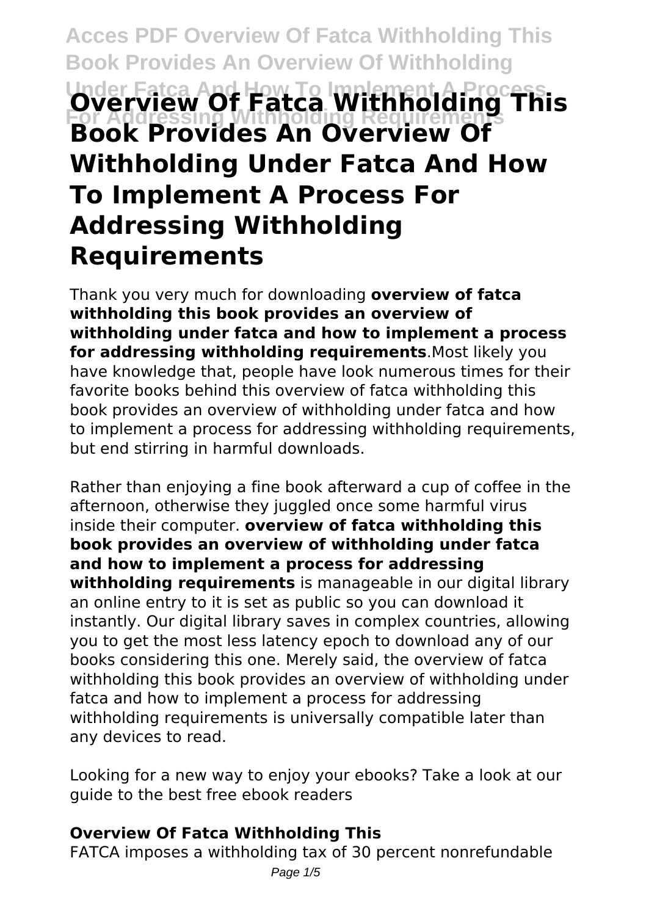# Overview Of Fatca Withholding This Book Provides An Overview Of Withholding Under Fatca And How To Implement A Process For Addressing Withholding Requirements

Thank you very much for downloading **overview of fatca withholding this book provides an overview of withholding under fatca and how to implement a process for addressing withholding requirements**.Most likely you have knowledge that, people have look numerous times for their favorite books behind this overview of fatca withholding this book provides an overview of withholding under fatca and how to implement a process for addressing withholding requirements, but end stirring in harmful downloads.

Rather than enjoying a fine book afterward a cup of coffee in the afternoon, otherwise they juggled once some harmful virus inside their computer. **overview of fatca withholding this book provides an overview of withholding under fatca and how to implement a process for addressing withholding requirements** is manageable in our digital library an online entry to it is set as public so you can download it instantly. Our digital library saves in complex countries, allowing you to get the most less latency epoch to download any of our books considering this one. Merely said, the overview of fatca withholding this book provides an overview of withholding under fatca and how to implement a process for addressing withholding requirements is universally compatible later than any devices to read.

Looking for a new way to enjoy your ebooks? Take a look at our guide to the best free ebook readers

## Overview Of Fatca Withholding This

FATCA imposes a withholding tax of 30 percent nonrefundable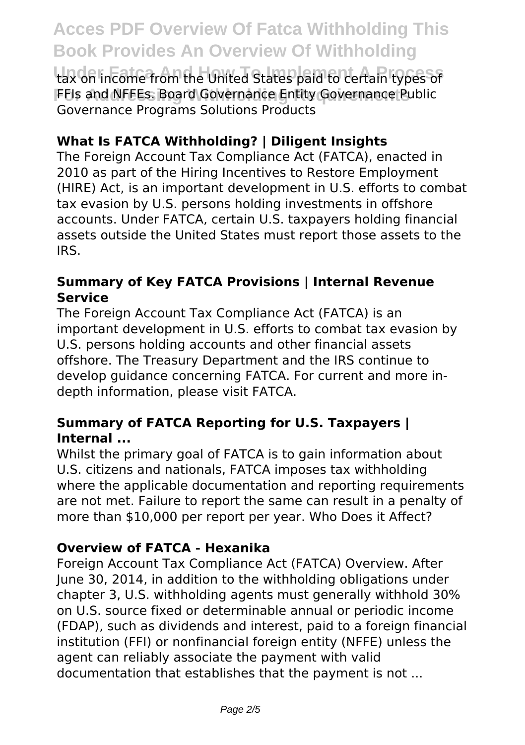tax on income from the United States paid to certain types of FFIs and NFFEs. Board Governance Entity Governance Public Governance Programs Solutions Products

### What Is FATCA Withholding? | Diligent Insights

The Foreign Account Tax Compliance Act (FATCA), enacted in 2010 as part of the Hiring Incentives to Restore Employment (HIRE) Act, is an important development in U.S. efforts to combat tax evasion by U.S. persons holding investments in offshore accounts. Under FATCA, certain U.S. taxpayers holding financial assets outside the United States must report those assets to the IRS.

### Summary of Key FATCA Provisions | Internal Revenue Service

The Foreign Account Tax Compliance Act (FATCA) is an important development in U.S. efforts to combat tax evasion by U.S. persons holding accounts and other financial assets offshore. The Treasury Department and the IRS continue to develop guidance concerning FATCA. For current and more in-depth information, please visit FATCA.

### Summary of FATCA Reporting for U.S. Taxpayers | Internal ...

Whilst the primary goal of FATCA is to gain information about U.S. citizens and nationals, FATCA imposes tax withholding where the applicable documentation and reporting requirements are not met. Failure to report the same can result in a penalty of more than $10,000 per report per year. Who Does it Affect?

### Overview of FATCA - Hexanika

Foreign Account Tax Compliance Act (FATCA) Overview. After June 30, 2014, in addition to the withholding obligations under chapter 3, U.S. withholding agents must generally withhold 30% on U.S. source fixed or determinable annual or periodic income (FDAP), such as dividends and interest, paid to a foreign financial institution (FFI) or nonfinancial foreign entity (NFFE) unless the agent can reliably associate the payment with valid documentation that establishes that the payment is not ...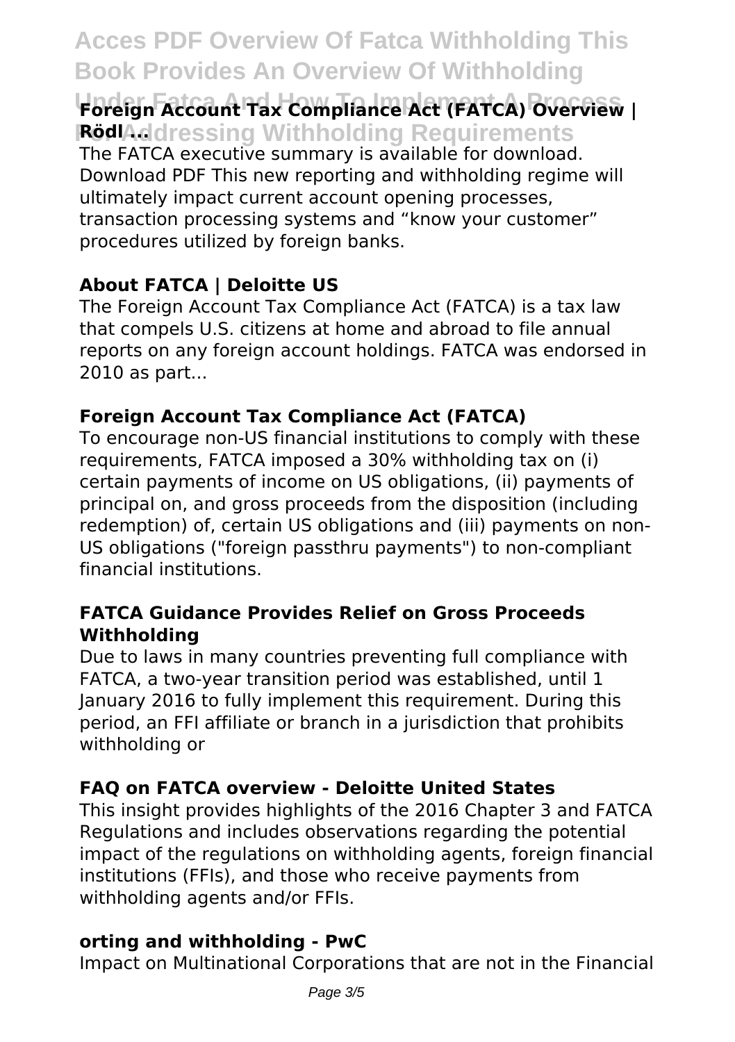### Foreign Account Tax Compliance Act (FATCA) Overview | Rödl ...

The FATCA executive summary is available for download. Download PDF This new reporting and withholding regime will ultimately impact current account opening processes, transaction processing systems and "know your customer" procedures utilized by foreign banks.

### About FATCA | Deloitte US

The Foreign Account Tax Compliance Act (FATCA) is a tax law that compels U.S. citizens at home and abroad to file annual reports on any foreign account holdings. FATCA was endorsed in 2010 as part...

### Foreign Account Tax Compliance Act (FATCA)

To encourage non-US financial institutions to comply with these requirements, FATCA imposed a 30% withholding tax on (i) certain payments of income on US obligations, (ii) payments of principal on, and gross proceeds from the disposition (including redemption) of, certain US obligations and (iii) payments on non-US obligations ("foreign passthru payments") to non-compliant financial institutions.

### FATCA Guidance Provides Relief on Gross Proceeds Withholding

Due to laws in many countries preventing full compliance with FATCA, a two-year transition period was established, until 1 January 2016 to fully implement this requirement. During this period, an FFI affiliate or branch in a jurisdiction that prohibits withholding or

### FAQ on FATCA overview - Deloitte United States

This insight provides highlights of the 2016 Chapter 3 and FATCA Regulations and includes observations regarding the potential impact of the regulations on withholding agents, foreign financial institutions (FFIs), and those who receive payments from withholding agents and/or FFIs.

### orting and withholding - PwC

Impact on Multinational Corporations that are not in the Financial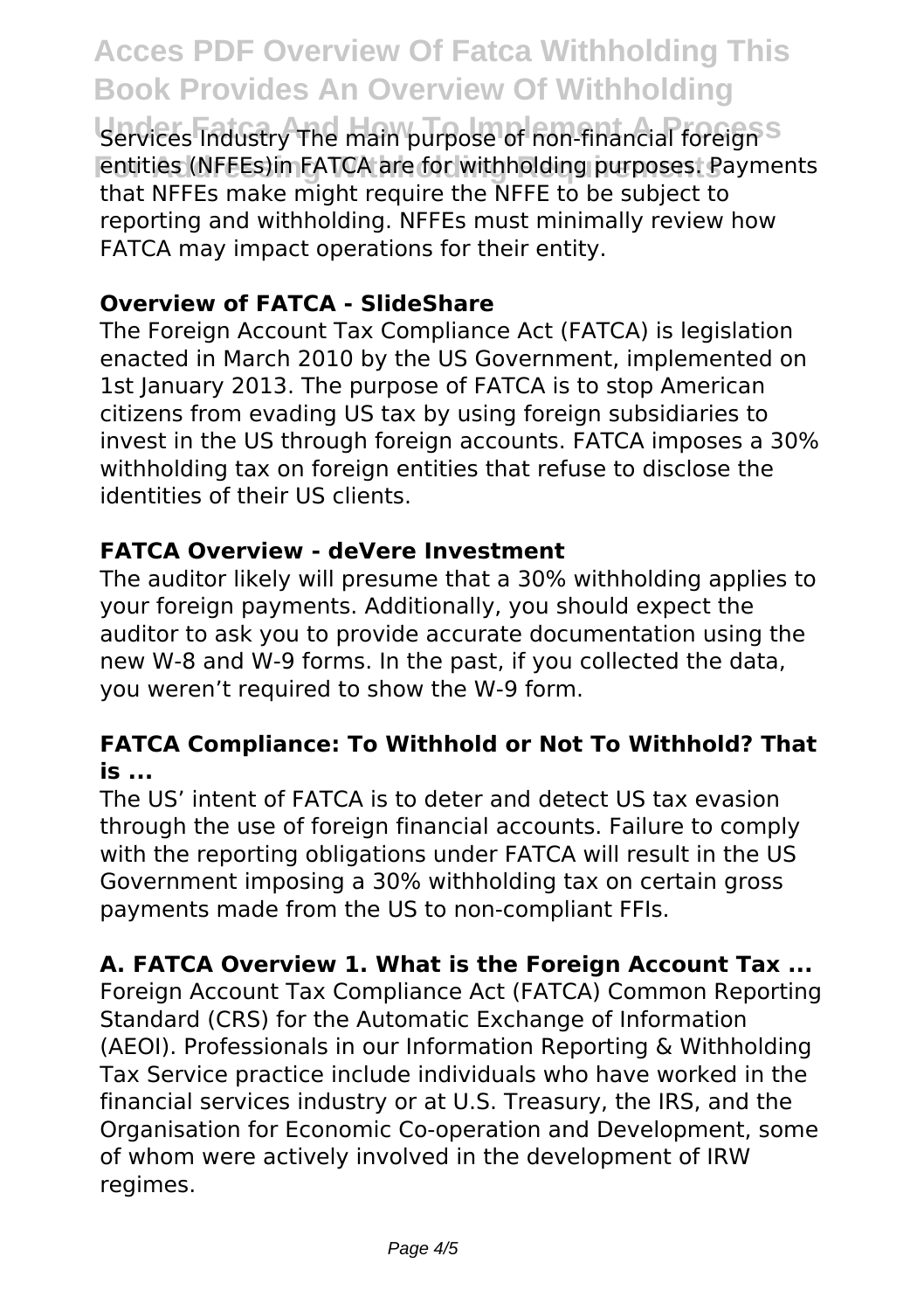Services Industry The main purpose of non-financial foreign entities (NFFEs)in FATCA are for withholding purposes. Payments that NFFEs make might require the NFFE to be subject to reporting and withholding. NFFEs must minimally review how FATCA may impact operations for their entity.

**Overview of FATCA - SlideShare**

The Foreign Account Tax Compliance Act (FATCA) is legislation enacted in March 2010 by the US Government, implemented on 1st January 2013. The purpose of FATCA is to stop American citizens from evading US tax by using foreign subsidiaries to invest in the US through foreign accounts. FATCA imposes a 30% withholding tax on foreign entities that refuse to disclose the identities of their US clients.

**FATCA Overview - deVere Investment**

The auditor likely will presume that a 30% withholding applies to your foreign payments. Additionally, you should expect the auditor to ask you to provide accurate documentation using the new W-8 and W-9 forms. In the past, if you collected the data, you weren't required to show the W-9 form.

**FATCA Compliance: To Withhold or Not To Withhold? That is ...**

The US' intent of FATCA is to deter and detect US tax evasion through the use of foreign financial accounts. Failure to comply with the reporting obligations under FATCA will result in the US Government imposing a 30% withholding tax on certain gross payments made from the US to non-compliant FFIs.

**A. FATCA Overview 1. What is the Foreign Account Tax ...**

Foreign Account Tax Compliance Act (FATCA) Common Reporting Standard (CRS) for the Automatic Exchange of Information (AEOI). Professionals in our Information Reporting & Withholding Tax Service practice include individuals who have worked in the financial services industry or at U.S. Treasury, the IRS, and the Organisation for Economic Co-operation and Development, some of whom were actively involved in the development of IRW regimes.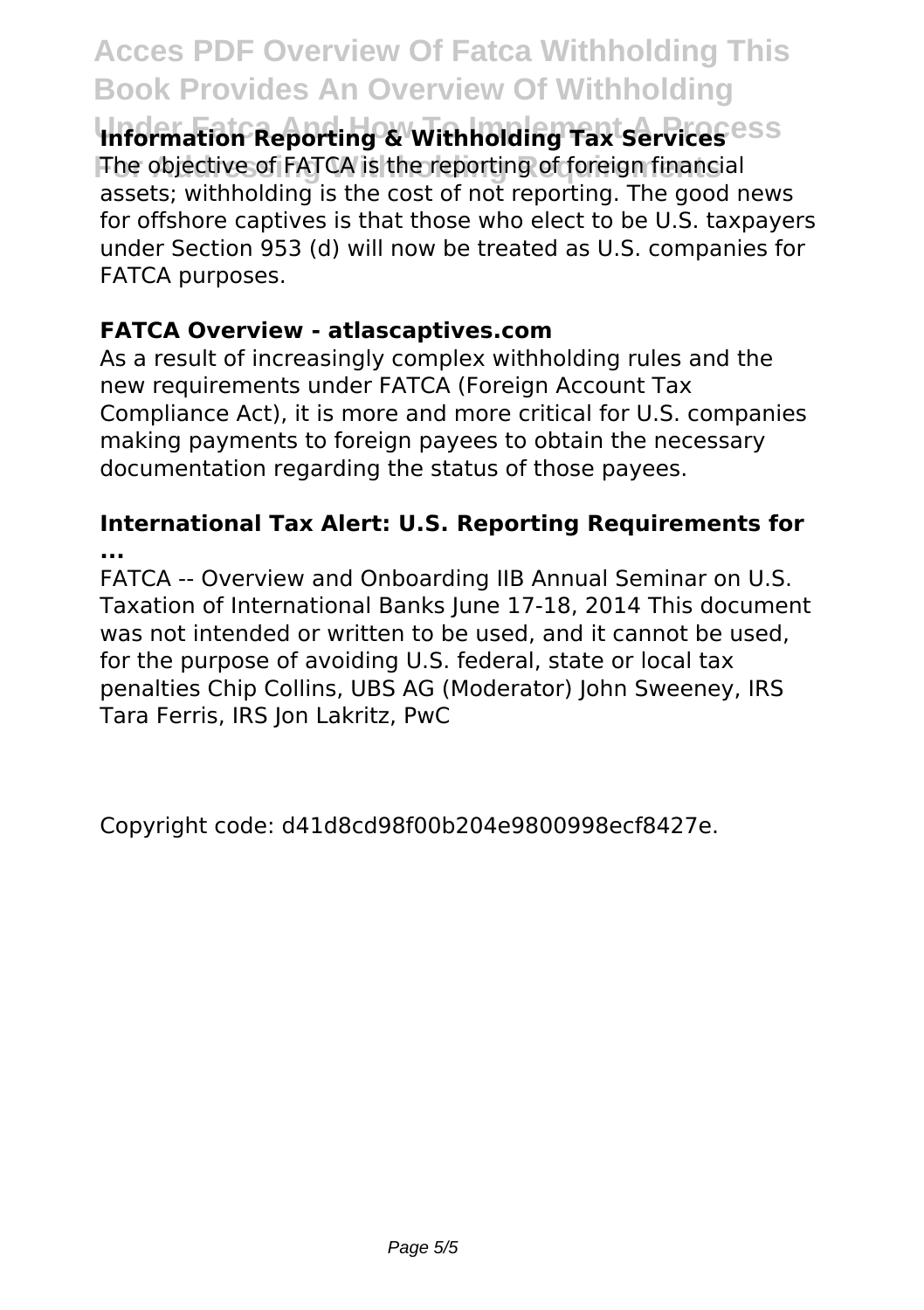**Information Reporting & Withholding Tax Services**

The objective of FATCA is the reporting of foreign financial assets; withholding is the cost of not reporting. The good news for offshore captives is that those who elect to be U.S. taxpayers under Section 953 (d) will now be treated as U.S. companies for FATCA purposes.

**FATCA Overview - atlascaptives.com**

As a result of increasingly complex withholding rules and the new requirements under FATCA (Foreign Account Tax Compliance Act), it is more and more critical for U.S. companies making payments to foreign payees to obtain the necessary documentation regarding the status of those payees.

**International Tax Alert: U.S. Reporting Requirements for ...**

FATCA -- Overview and Onboarding IIB Annual Seminar on U.S. Taxation of International Banks June 17-18, 2014 This document was not intended or written to be used, and it cannot be used, for the purpose of avoiding U.S. federal, state or local tax penalties Chip Collins, UBS AG (Moderator) John Sweeney, IRS Tara Ferris, IRS Jon Lakritz, PwC

Copyright code: d41d8cd98f00b204e9800998ecf8427e.